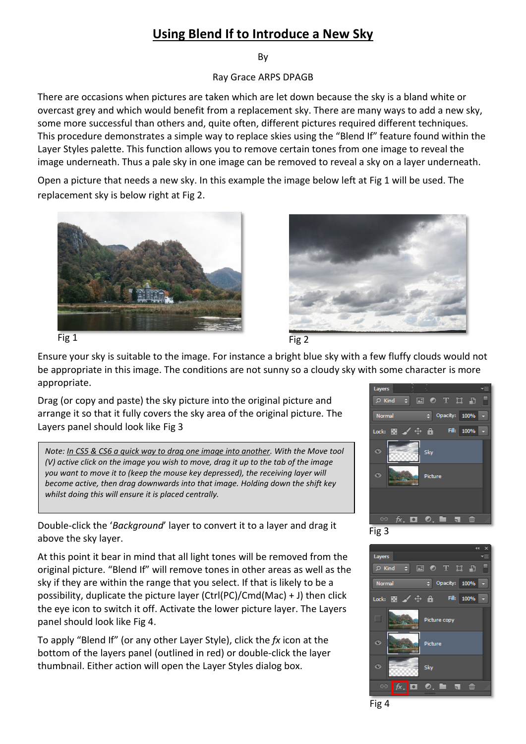# Using Blend If to Introduce a New Sky

By

Ray Grace ARPS DPAGB

There are occasions when pictures are taken which are let down because the sky is a bland white or overcast grey and which would benefit from a replacement sky. There are many ways to add a new sky, some more successful than others and, quite often, different pictures required different techniques. This procedure demonstrates a simple way to replace skies using the "Blend If" feature found within the Layer Styles palette. This function allows you to remove certain tones from one image to reveal the image underneath. Thus a pale sky in one image can be removed to reveal a sky on a layer underneath.

Open a picture that needs a new sky. In this example the image below left at Fig 1 will be used. The replacement sky is below right at Fig 2.

Fig 1

Fig 2

Ensure your sky is suitable to the image. For instance a bright blue sky with a few fluffy clouds would not be appropriate in this image. The conditions are not sunny so a cloudy sky with some character is more appropriate.

Drag (or copy and paste) the sky picture into the original picture and arrange it so that it fully covers the sky area of the original picture. The Layers panel should look like Fig 3

> *Note: In CS5 & CS6 a quick way to drag one image into another. With the Move tool (V) active click on the image you wish to move, drag it up to the tab of the image you want to move it to (keep the mouse key depressed), the receiving layer will become active, then drag downwards into that image. Holding down the shift key whilst doing this will ensure it is placed centrally.*

Fig 3

Double-click the '*Background*' layer to convert it to a layer and drag it above the sky layer.

At this point it bear in mind that all light tones will be removed from the original picture. "Blend If" will remove tones in other areas as well as the sky if they are within the range that you select. If that is likely to be a possibility, duplicate the picture layer (Ctrl(PC)/Cmd(Mac) + J) then click the eye icon to switch it off. Activate the lower picture layer. The Layers panel should look like Fig 4.

To apply "Blend If" (or any other Layer Style), click the *fx* icon at the bottom of the layers panel (outlined in red) or double-click the layer thumbnail. Either action will open the Layer Styles dialog box.

Fig 4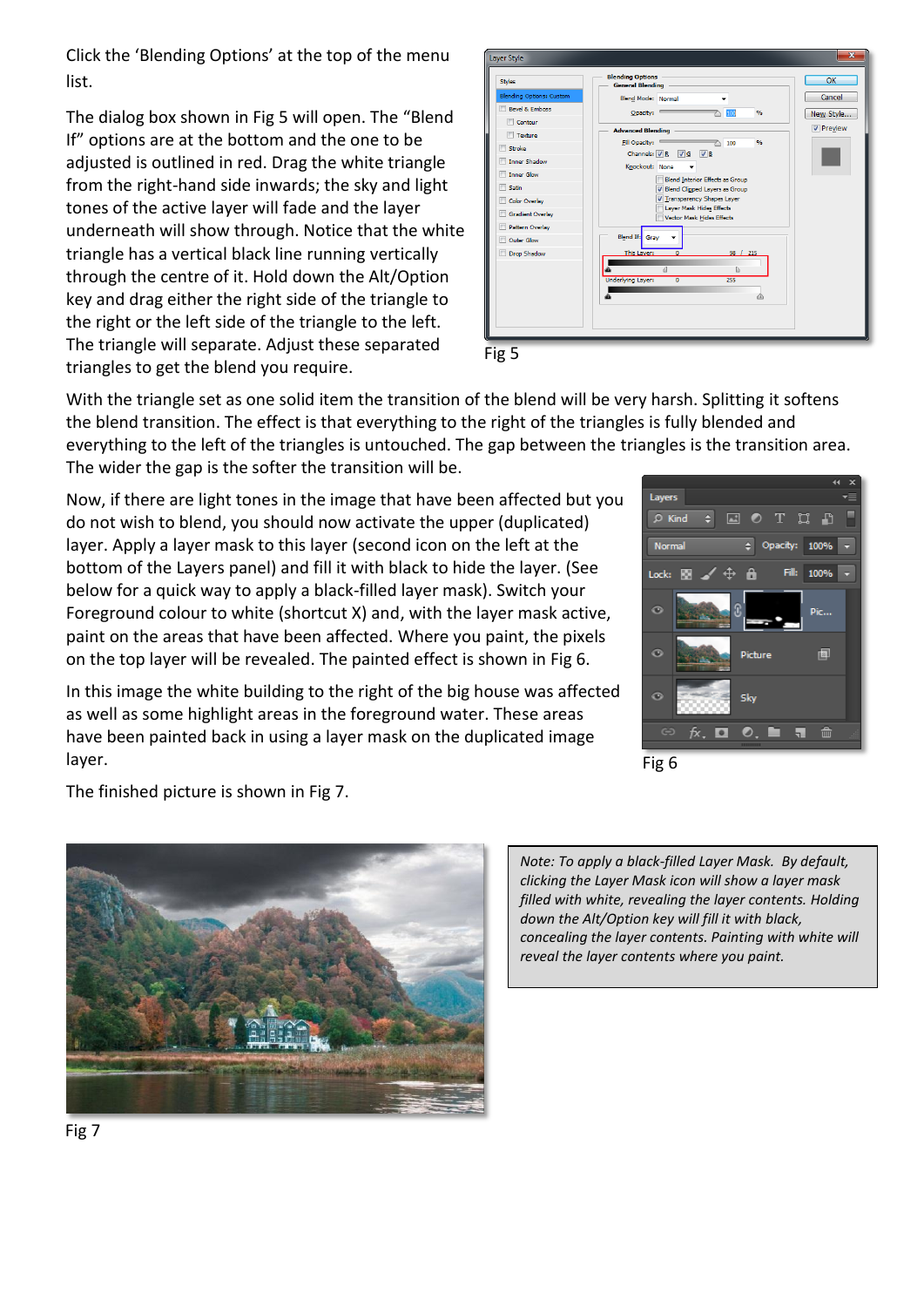Click the 'Blending Options' at the top of the menu list.

The dialog box shown in Fig 5 will open. The "Blend If" options are at the bottom and the one to be adjusted is outlined in red. Drag the white triangle from the right-hand side inwards; the sky and light tones of the active layer will fade and the layer underneath will show through. Notice that the white triangle has a vertical black line running vertically through the centre of it. Hold down the Alt/Option key and drag either the right side of the triangle to the right or the left side of the triangle to the left. The triangle will separate. Adjust these separated triangles to get the blend you require.

Fig 5

With the triangle set as one solid item the transition of the blend will be very harsh. Splitting it softens the blend transition. The effect is that everything to the right of the triangles is fully blended and everything to the left of the triangles is untouched. The gap between the triangles is the transition area. The wider the gap is the softer the transition will be.

Now, if there are light tones in the image that have been affected but you do not wish to blend, you should now activate the upper (duplicated) layer. Apply a layer mask to this layer (second icon on the left at the bottom of the Layers panel) and fill it with black to hide the layer. (See below for a quick way to apply a black-filled layer mask). Switch your Foreground colour to white (shortcut X) and, with the layer mask active, paint on the areas that have been affected. Where you paint, the pixels on the top layer will be revealed. The painted effect is shown in Fig 6.

In this image the white building to the right of the big house was affected as well as some highlight areas in the foreground water. These areas have been painted back in using a layer mask on the duplicated image layer.

Fig 6

The finished picture is shown in Fig 7.

Fig 7

*Note: To apply a black-filled Layer Mask. By default, clicking the Layer Mask icon will show a layer mask filled with white, revealing the layer contents. Holding down the Alt/Option key will fill it with black, concealing the layer contents. Painting with white will reveal the layer contents where you paint.*